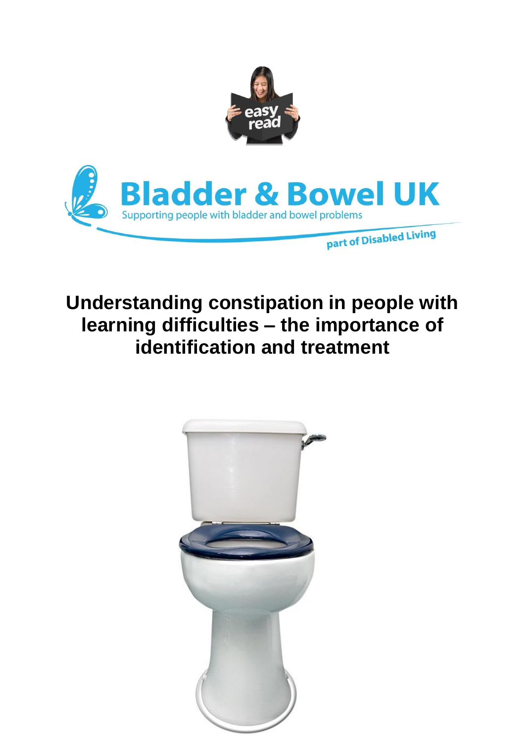easy read

Bladder & Bowel UK

Supporting people with bladder and bowel problems

part of Disabled Living

# Understanding constipation in people with learning difficulties – the importance of identification and treatment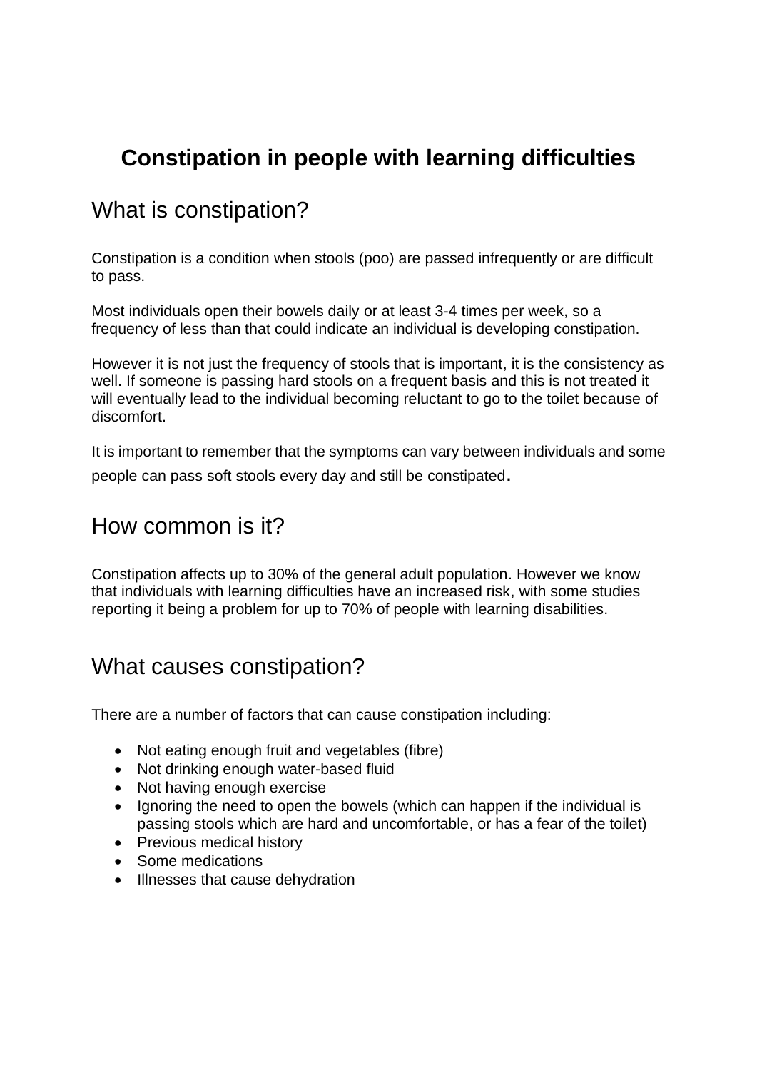# Constipation in people with learning difficulties

## What is constipation?

Constipation is a condition when stools (poo) are passed infrequently or are difficult to pass.

Most individuals open their bowels daily or at least 3-4 times per week, so a frequency of less than that could indicate an individual is developing constipation.

However it is not just the frequency of stools that is important, it is the consistency as well. If someone is passing hard stools on a frequent basis and this is not treated it will eventually lead to the individual becoming reluctant to go to the toilet because of discomfort.

It is important to remember that the symptoms can vary between individuals and some people can pass soft stools every day and still be constipated.

## How common is it?

Constipation affects up to 30% of the general adult population. However we know that individuals with learning difficulties have an increased risk, with some studies reporting it being a problem for up to 70% of people with learning disabilities.

## What causes constipation?

There are a number of factors that can cause constipation including:

- Not eating enough fruit and vegetables (fibre)
- Not drinking enough water-based fluid
- Not having enough exercise
- Ignoring the need to open the bowels (which can happen if the individual is passing stools which are hard and uncomfortable, or has a fear of the toilet)
- Previous medical history
- Some medications
- Illnesses that cause dehydration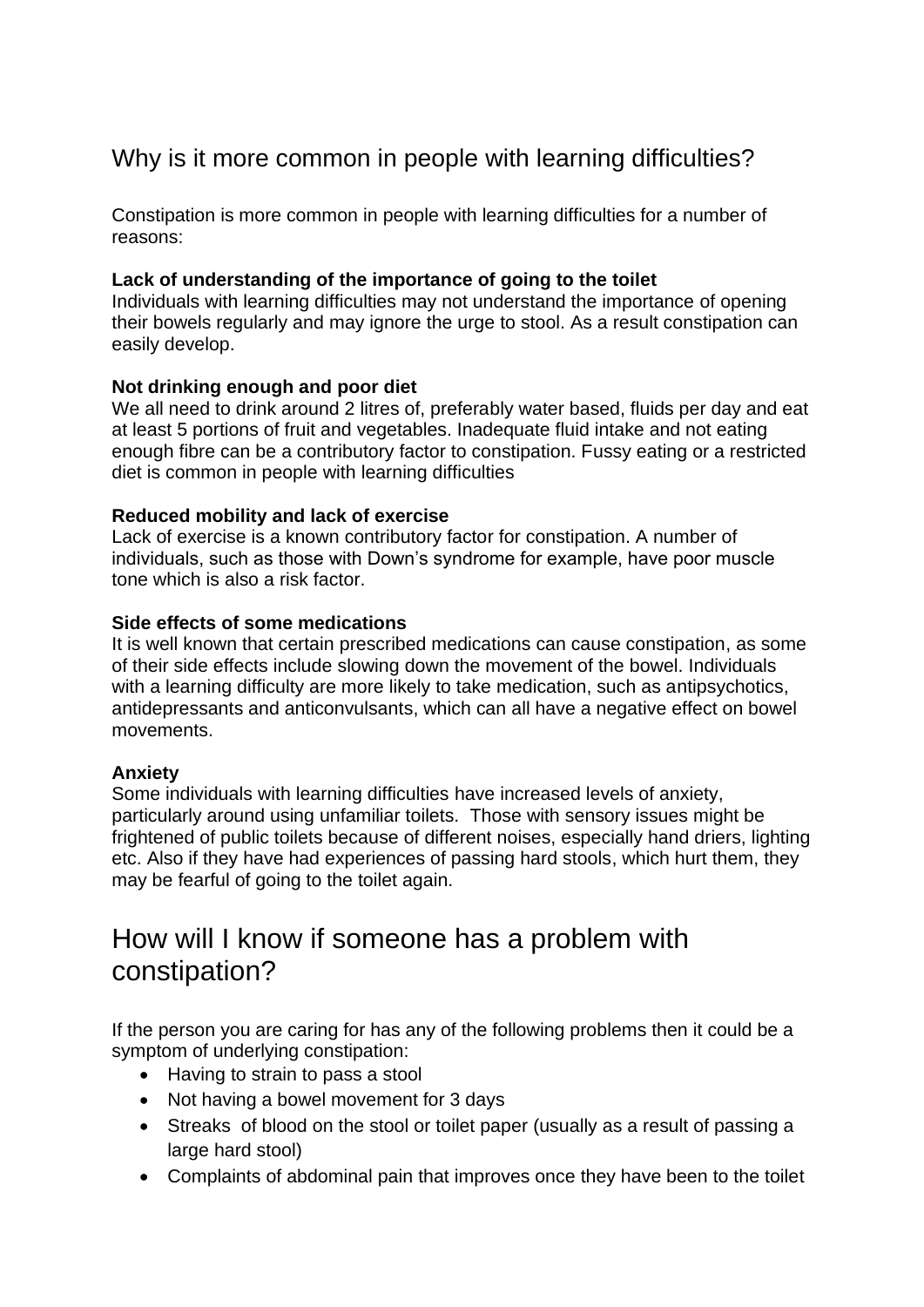## Why is it more common in people with learning difficulties?

Constipation is more common in people with learning difficulties for a number of reasons:

**Lack of understanding of the importance of going to the toilet**
Individuals with learning difficulties may not understand the importance of opening their bowels regularly and may ignore the urge to stool. As a result constipation can easily develop.

**Not drinking enough and poor diet**
We all need to drink around 2 litres of, preferably water based, fluids per day and eat at least 5 portions of fruit and vegetables. Inadequate fluid intake and not eating enough fibre can be a contributory factor to constipation. Fussy eating or a restricted diet is common in people with learning difficulties

**Reduced mobility and lack of exercise**
Lack of exercise is a known contributory factor for constipation. A number of individuals, such as those with Down's syndrome for example, have poor muscle tone which is also a risk factor.

**Side effects of some medications**
It is well known that certain prescribed medications can cause constipation, as some of their side effects include slowing down the movement of the bowel. Individuals with a learning difficulty are more likely to take medication, such as antipsychotics, antidepressants and anticonvulsants, which can all have a negative effect on bowel movements.

**Anxiety**
Some individuals with learning difficulties have increased levels of anxiety, particularly around using unfamiliar toilets. Those with sensory issues might be frightened of public toilets because of different noises, especially hand driers, lighting etc. Also if they have had experiences of passing hard stools, which hurt them, they may be fearful of going to the toilet again.

## How will I know if someone has a problem with constipation?

If the person you are caring for has any of the following problems then it could be a symptom of underlying constipation:

- Having to strain to pass a stool
- Not having a bowel movement for 3 days
- Streaks of blood on the stool or toilet paper (usually as a result of passing a large hard stool)
- Complaints of abdominal pain that improves once they have been to the toilet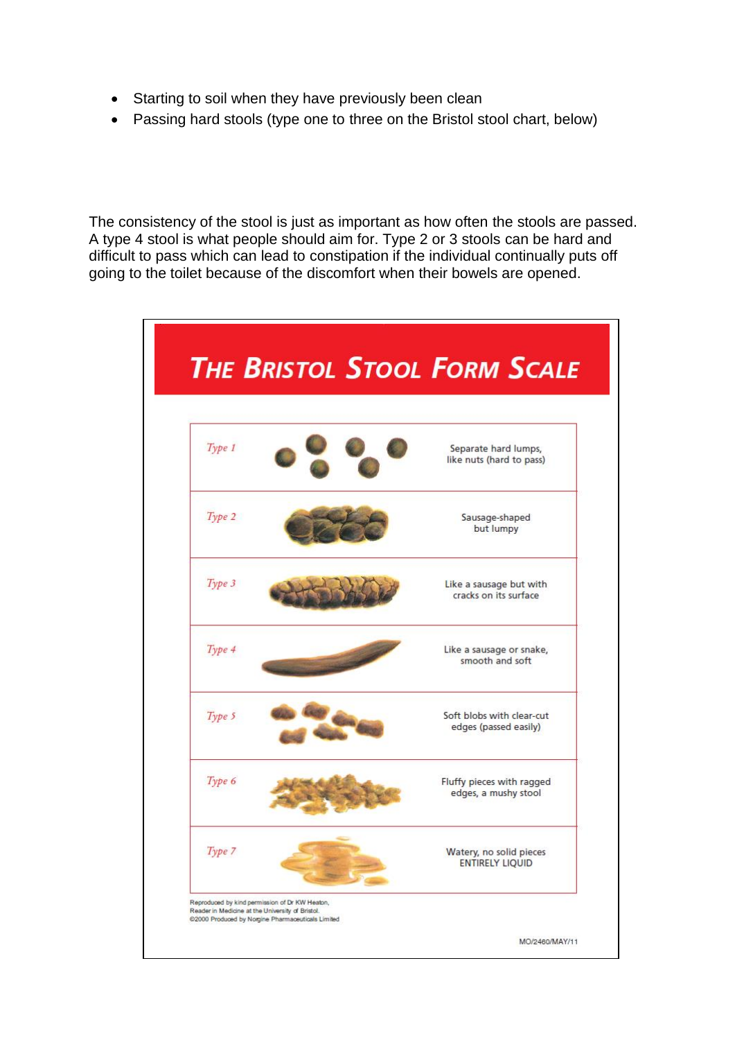- Starting to soil when they have previously been clean
- Passing hard stools (type one to three on the Bristol stool chart, below)

The consistency of the stool is just as important as how often the stools are passed. A type 4 stool is what people should aim for. Type 2 or 3 stools can be hard and difficult to pass which can lead to constipation if the individual continually puts off going to the toilet because of the discomfort when their bowels are opened.

## THE BRISTOL STOOL FORM SCALE

| Type | Description |
|---|---|
| *Type 1* | Separate hard lumps, like nuts (hard to pass) |
| *Type 2* | Sausage-shaped but lumpy |
| *Type 3* | Like a sausage but with cracks on its surface |
| *Type 4* | Like a sausage or snake, smooth and soft |
| *Type 5* | Soft blobs with clear-cut edges (passed easily) |
| *Type 6* | Fluffy pieces with ragged edges, a mushy stool |
| *Type 7* | Watery, no solid pieces ENTIRELY LIQUID |

Reproduced by kind permission of Dr KW Heaton, Reader in Medicine at the University of Bristol. ©2000 Produced by Norgine Pharmaceuticals Limited

MO/2460/MAY/11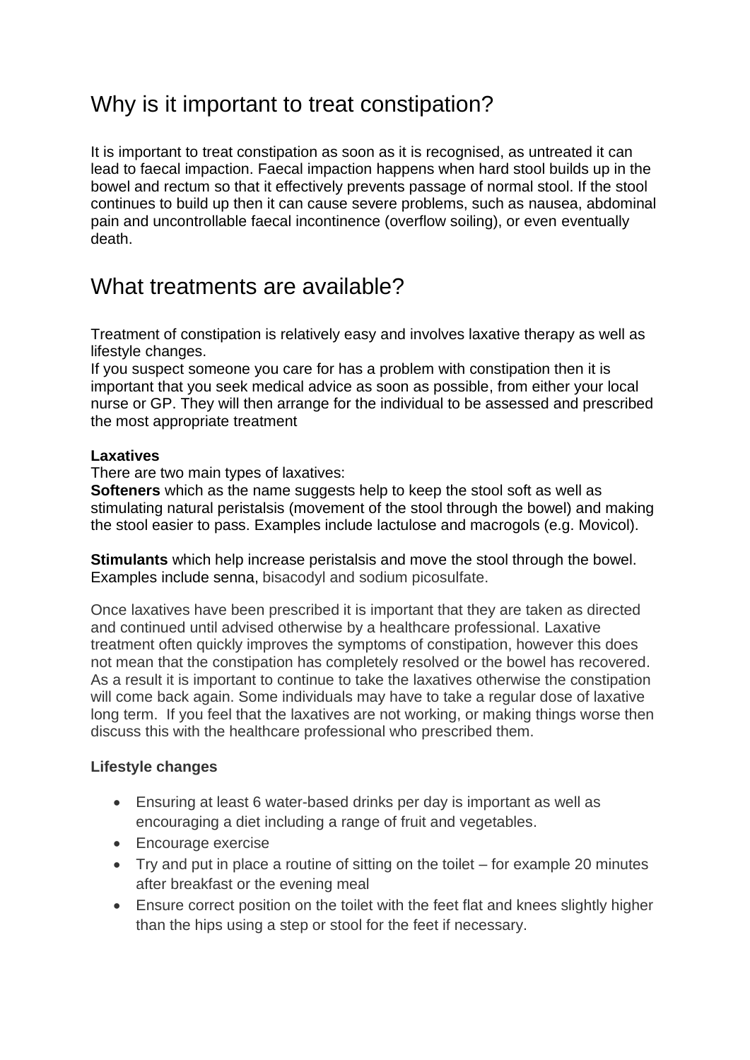# Why is it important to treat constipation?

It is important to treat constipation as soon as it is recognised, as untreated it can lead to faecal impaction. Faecal impaction happens when hard stool builds up in the bowel and rectum so that it effectively prevents passage of normal stool. If the stool continues to build up then it can cause severe problems, such as nausea, abdominal pain and uncontrollable faecal incontinence (overflow soiling), or even eventually death.

# What treatments are available?

Treatment of constipation is relatively easy and involves laxative therapy as well as lifestyle changes.
If you suspect someone you care for has a problem with constipation then it is important that you seek medical advice as soon as possible, from either your local nurse or GP. They will then arrange for the individual to be assessed and prescribed the most appropriate treatment

**Laxatives**
There are two main types of laxatives:
**Softeners** which as the name suggests help to keep the stool soft as well as stimulating natural peristalsis (movement of the stool through the bowel) and making the stool easier to pass. Examples include lactulose and macrogols (e.g. Movicol).

**Stimulants** which help increase peristalsis and move the stool through the bowel. Examples include senna, bisacodyl and sodium picosulfate.

Once laxatives have been prescribed it is important that they are taken as directed and continued until advised otherwise by a healthcare professional. Laxative treatment often quickly improves the symptoms of constipation, however this does not mean that the constipation has completely resolved or the bowel has recovered. As a result it is important to continue to take the laxatives otherwise the constipation will come back again. Some individuals may have to take a regular dose of laxative long term. If you feel that the laxatives are not working, or making things worse then discuss this with the healthcare professional who prescribed them.

**Lifestyle changes**

- Ensuring at least 6 water-based drinks per day is important as well as encouraging a diet including a range of fruit and vegetables.
- Encourage exercise
- Try and put in place a routine of sitting on the toilet – for example 20 minutes after breakfast or the evening meal
- Ensure correct position on the toilet with the feet flat and knees slightly higher than the hips using a step or stool for the feet if necessary.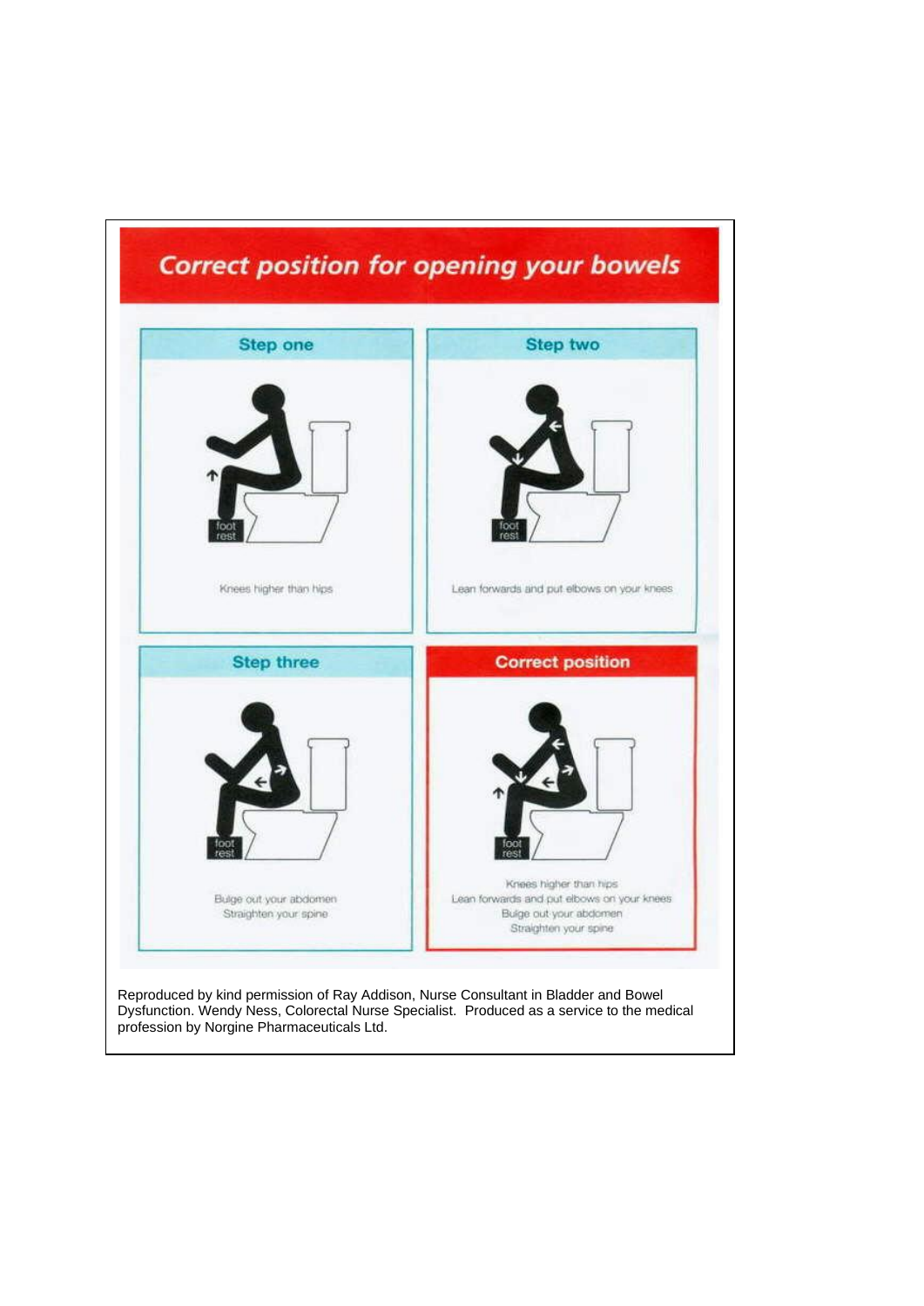# Correct position for opening your bowels

## Step one

foot rest

Knees higher than hips

## Step two

foot rest

Lean forwards and put elbows on your knees

## Step three

foot rest

Bulge out your abdomen
Straighten your spine

## Correct position

foot rest

Knees higher than hips
Lean forwards and put elbows on your knees
Bulge out your abdomen
Straighten your spine

Reproduced by kind permission of Ray Addison, Nurse Consultant in Bladder and Bowel Dysfunction. Wendy Ness, Colorectal Nurse Specialist. Produced as a service to the medical profession by Norgine Pharmaceuticals Ltd.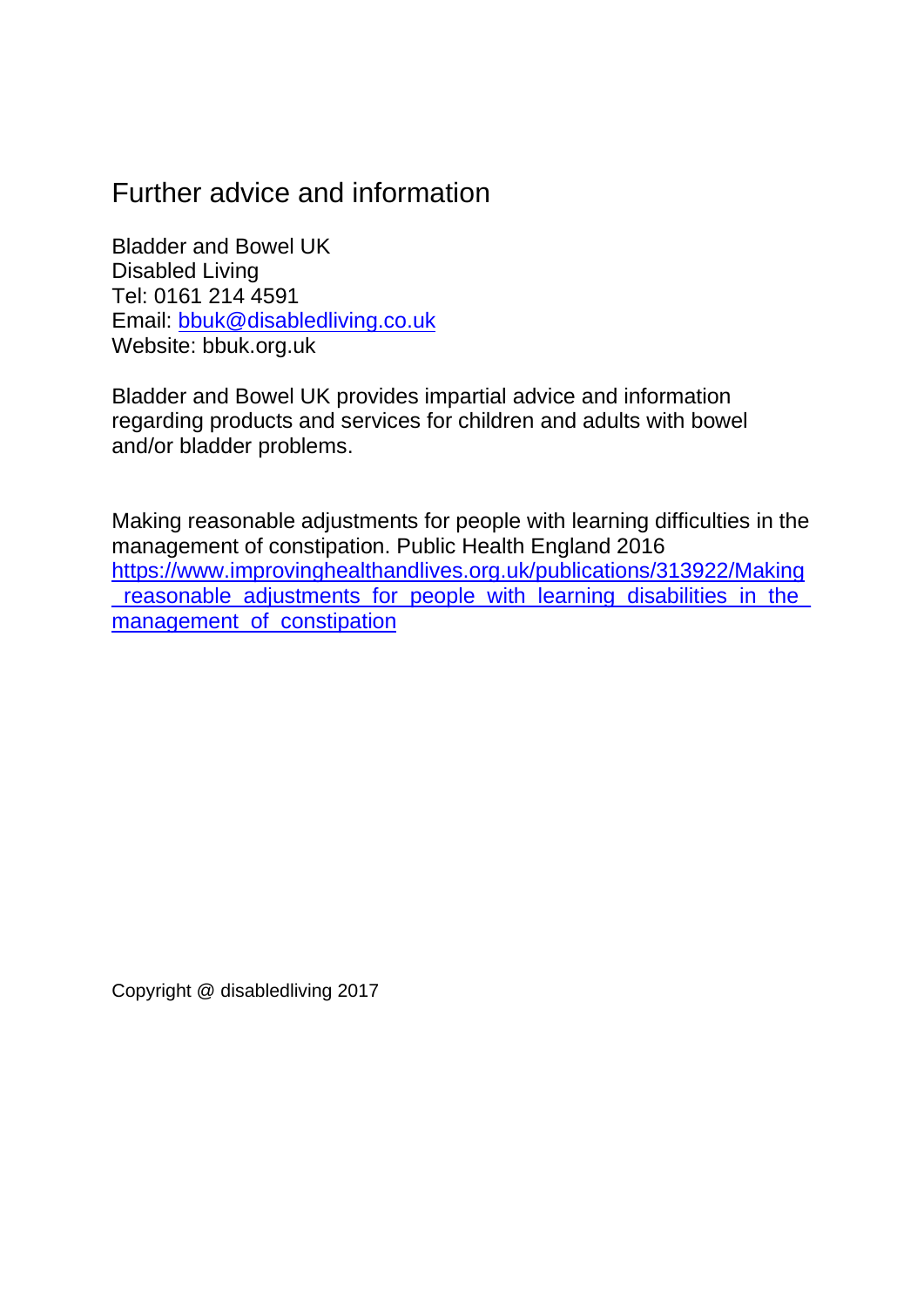## Further advice and information

Bladder and Bowel UK
Disabled Living
Tel: 0161 214 4591
Email: bbuk@disabledliving.co.uk
Website: bbuk.org.uk

Bladder and Bowel UK provides impartial advice and information regarding products and services for children and adults with bowel and/or bladder problems.

Making reasonable adjustments for people with learning difficulties in the management of constipation. Public Health England 2016
https://www.improvinghealthandlives.org.uk/publications/313922/Making_reasonable_adjustments_for_people_with_learning_disabilities_in_the_management_of_constipation

Copyright @ disabledliving 2017